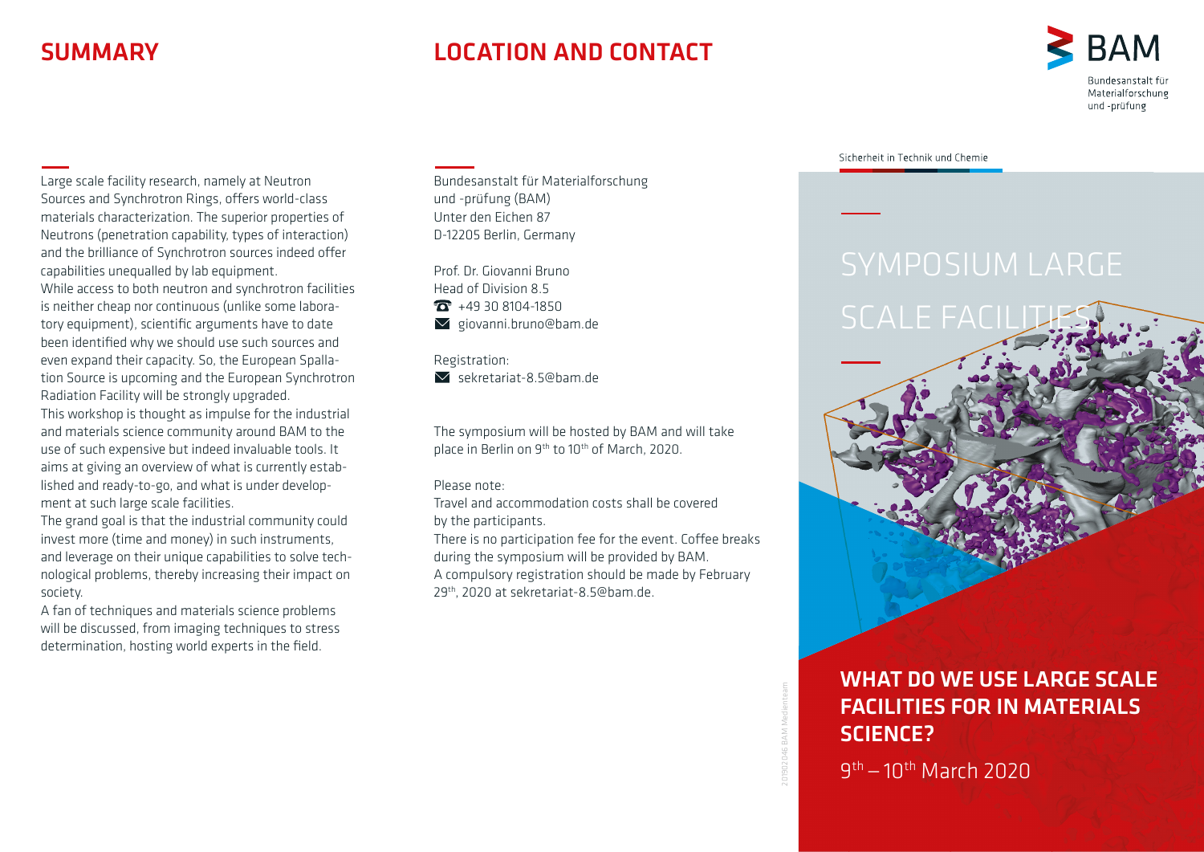## SUMMARY

Large scale facility research, namely at Neutron Sources and Synchrotron Rings, offers world-class materials characterization. The superior properties of Neutrons (penetration capability, types of interaction) and the brilliance of Synchrotron sources indeed offer capabilities unequalled by lab equipment.
While access to both neutron and synchrotron facilities is neither cheap nor continuous (unlike some laboratory equipment), scientific arguments have to date been identified why we should use such sources and even expand their capacity. So, the European Spallation Source is upcoming and the European Synchrotron Radiation Facility will be strongly upgraded.
This workshop is thought as impulse for the industrial and materials science community around BAM to the use of such expensive but indeed invaluable tools. It aims at giving an overview of what is currently established and ready-to-go, and what is under development at such large scale facilities.
The grand goal is that the industrial community could invest more (time and money) in such instruments, and leverage on their unique capabilities to solve technological problems, thereby increasing their impact on society.
A fan of techniques and materials science problems will be discussed, from imaging techniques to stress determination, hosting world experts in the field.

## LOCATION AND CONTACT

Bundesanstalt für Materialforschung
und -prüfung (BAM)
Unter den Eichen 87
D-12205 Berlin, Germany

Prof. Dr. Giovanni Bruno
Head of Division 8.5
+49 30 8104-1850
giovanni.bruno@bam.de

Registration:
sekretariat-8.5@bam.de

The symposium will be hosted by BAM and will take place in Berlin on 9th to 10th of March, 2020.

Please note:
Travel and accommodation costs shall be covered by the participants.
There is no participation fee for the event. Coffee breaks during the symposium will be provided by BAM.
A compulsory registration should be made by February 29th, 2020 at sekretariat-8.5@bam.de.

BAM
Bundesanstalt für Materialforschung und -prüfung

Sicherheit in Technik und Chemie

# SYMPOSIUM LARGE SCALE FACILITIES

## WHAT DO WE USE LARGE SCALE FACILITIES FOR IN MATERIALS SCIENCE?

9th – 10th March 2020

20190204 BAM Medienteam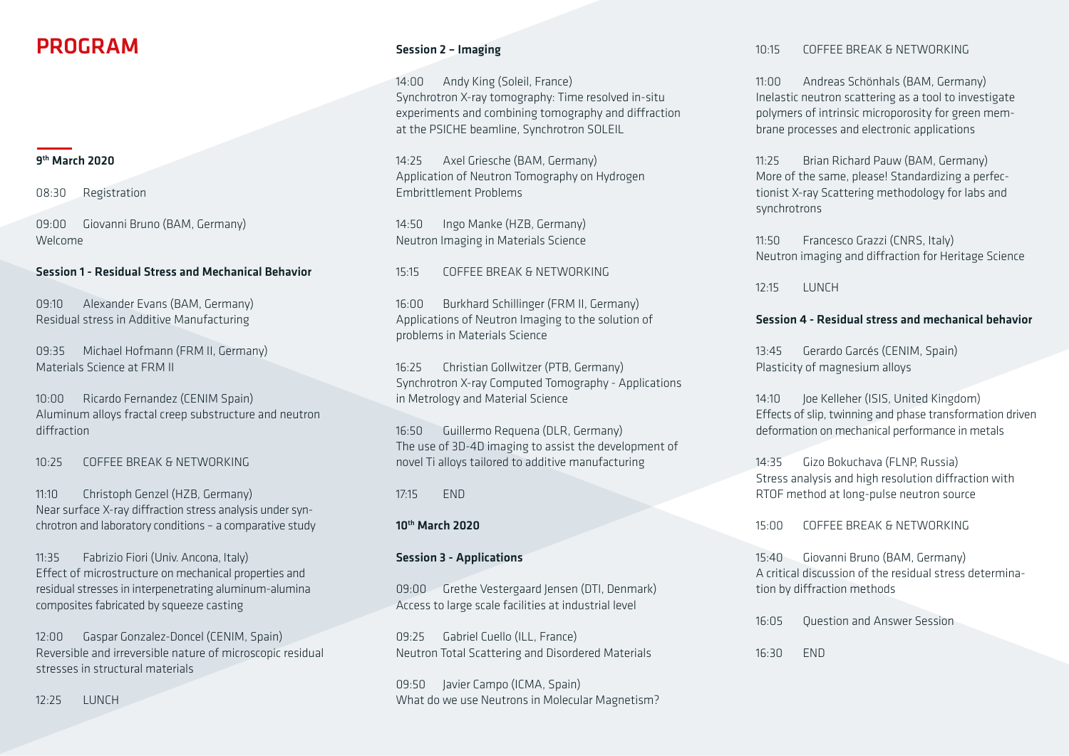# PROGRAM

**9th March 2020**

08:30 Registration

09:00 Giovanni Bruno (BAM, Germany)
Welcome

### Session 1 - Residual Stress and Mechanical Behavior

09:10 Alexander Evans (BAM, Germany)
Residual stress in Additive Manufacturing

09:35 Michael Hofmann (FRM II, Germany)
Materials Science at FRM II

10:00 Ricardo Fernandez (CENIM Spain)
Aluminum alloys fractal creep substructure and neutron diffraction

10:25 COFFEE BREAK & NETWORKING

11:10 Christoph Genzel (HZB, Germany)
Near surface X-ray diffraction stress analysis under synchrotron and laboratory conditions – a comparative study

11:35 Fabrizio Fiori (Univ. Ancona, Italy)
Effect of microstructure on mechanical properties and residual stresses in interpenetrating aluminum-alumina composites fabricated by squeeze casting

12:00 Gaspar Gonzalez-Doncel (CENIM, Spain)
Reversible and irreversible nature of microscopic residual stresses in structural materials

12:25 LUNCH

### Session 2 – Imaging

14:00 Andy King (Soleil, France)
Synchrotron X-ray tomography: Time resolved in-situ experiments and combining tomography and diffraction at the PSICHE beamline, Synchrotron SOLEIL

14:25 Axel Griesche (BAM, Germany)
Application of Neutron Tomography on Hydrogen Embrittlement Problems

14:50 Ingo Manke (HZB, Germany)
Neutron Imaging in Materials Science

15:15 COFFEE BREAK & NETWORKING

16:00 Burkhard Schillinger (FRM II, Germany)
Applications of Neutron Imaging to the solution of problems in Materials Science

16:25 Christian Gollwitzer (PTB, Germany)
Synchrotron X-ray Computed Tomography - Applications in Metrology and Material Science

16:50 Guillermo Requena (DLR, Germany)
The use of 3D-4D imaging to assist the development of novel Ti alloys tailored to additive manufacturing

17:15 END

**10th March 2020**

### Session 3 - Applications

09:00 Grethe Vestergaard Jensen (DTI, Denmark)
Access to large scale facilities at industrial level

09:25 Gabriel Cuello (ILL, France)
Neutron Total Scattering and Disordered Materials

09:50 Javier Campo (ICMA, Spain)
What do we use Neutrons in Molecular Magnetism?

10:15 COFFEE BREAK & NETWORKING

11:00 Andreas Schönhals (BAM, Germany)
Inelastic neutron scattering as a tool to investigate polymers of intrinsic microporosity for green membrane processes and electronic applications

11:25 Brian Richard Pauw (BAM, Germany)
More of the same, please! Standardizing a perfectionist X-ray Scattering methodology for labs and synchrotrons

11:50 Francesco Grazzi (CNRS, Italy)
Neutron imaging and diffraction for Heritage Science

12:15 LUNCH

### Session 4 - Residual stress and mechanical behavior

13:45 Gerardo Garcés (CENIM, Spain)
Plasticity of magnesium alloys

14:10 Joe Kelleher (ISIS, United Kingdom)
Effects of slip, twinning and phase transformation driven deformation on mechanical performance in metals

14:35 Gizo Bokuchava (FLNP, Russia)
Stress analysis and high resolution diffraction with RTOF method at long-pulse neutron source

15:00 COFFEE BREAK & NETWORKING

15:40 Giovanni Bruno (BAM, Germany)
A critical discussion of the residual stress determination by diffraction methods

16:05 Question and Answer Session

16:30 END